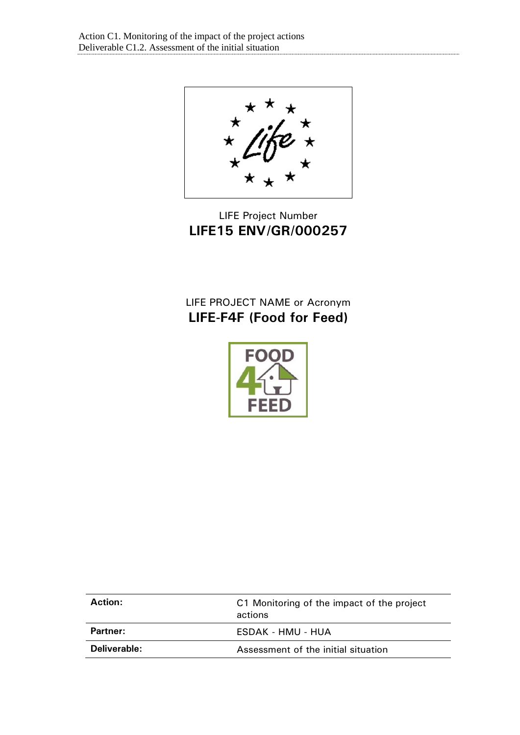LIFE Project Number

**LIFE15 ENV/GR/000257**

LIFE PROJECT NAME or Acronym

**LIFE-F4F (Food for Feed)**

| **Action:** | C1 Monitoring of the impact of the project actions |
|---|---|
| **Partner:** | ESDAK - HMU - HUA |
| **Deliverable:** | Assessment of the initial situation |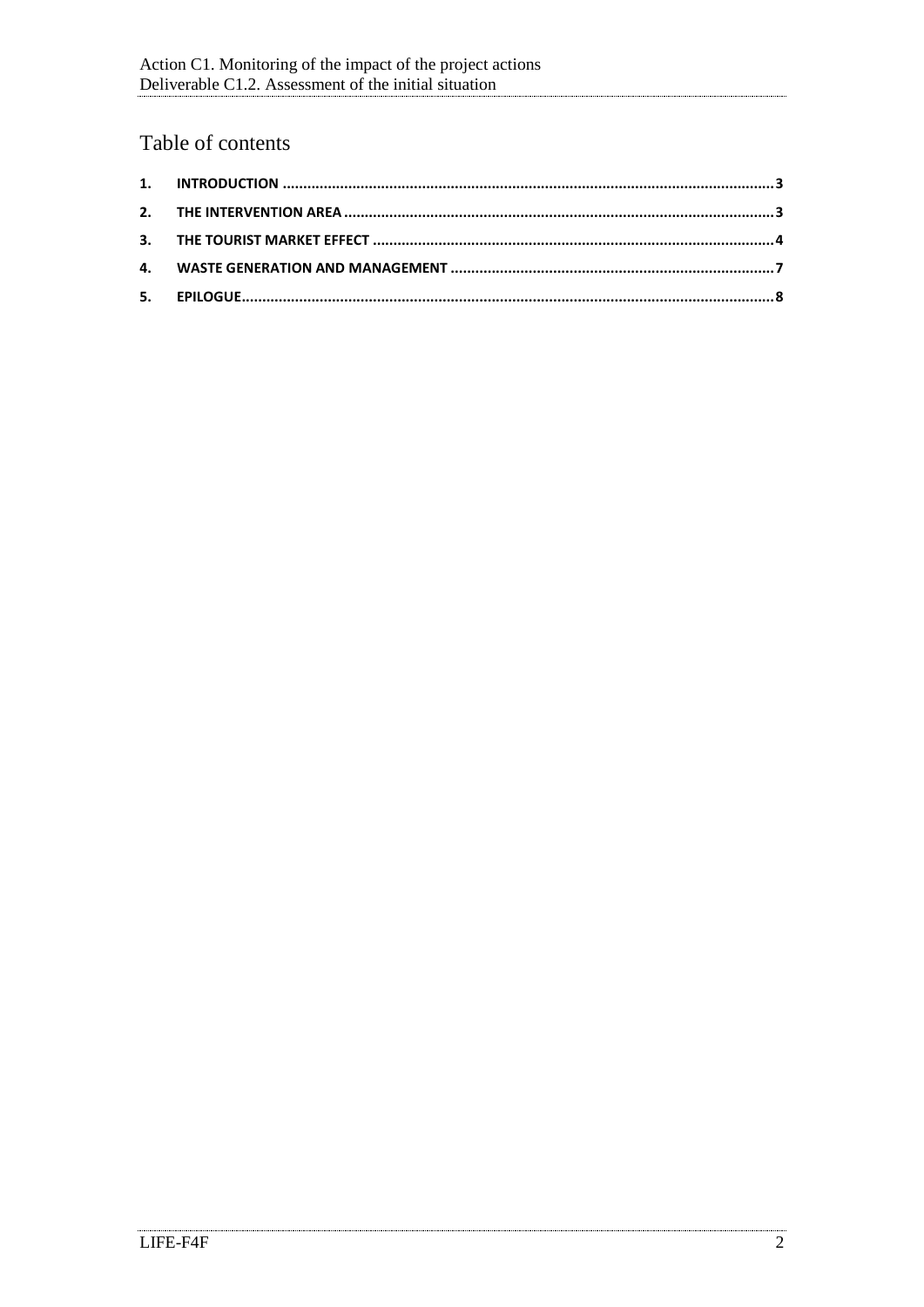# Table of contents

1. INTRODUCTION ..................................................................................................................... 3
2. THE INTERVENTION AREA ...................................................................................................... 3
3. THE TOURIST MARKET EFFECT ................................................................................................ 4
4. WASTE GENERATION AND MANAGEMENT ............................................................................. 7
5. EPILOGUE................................................................................................................................ 8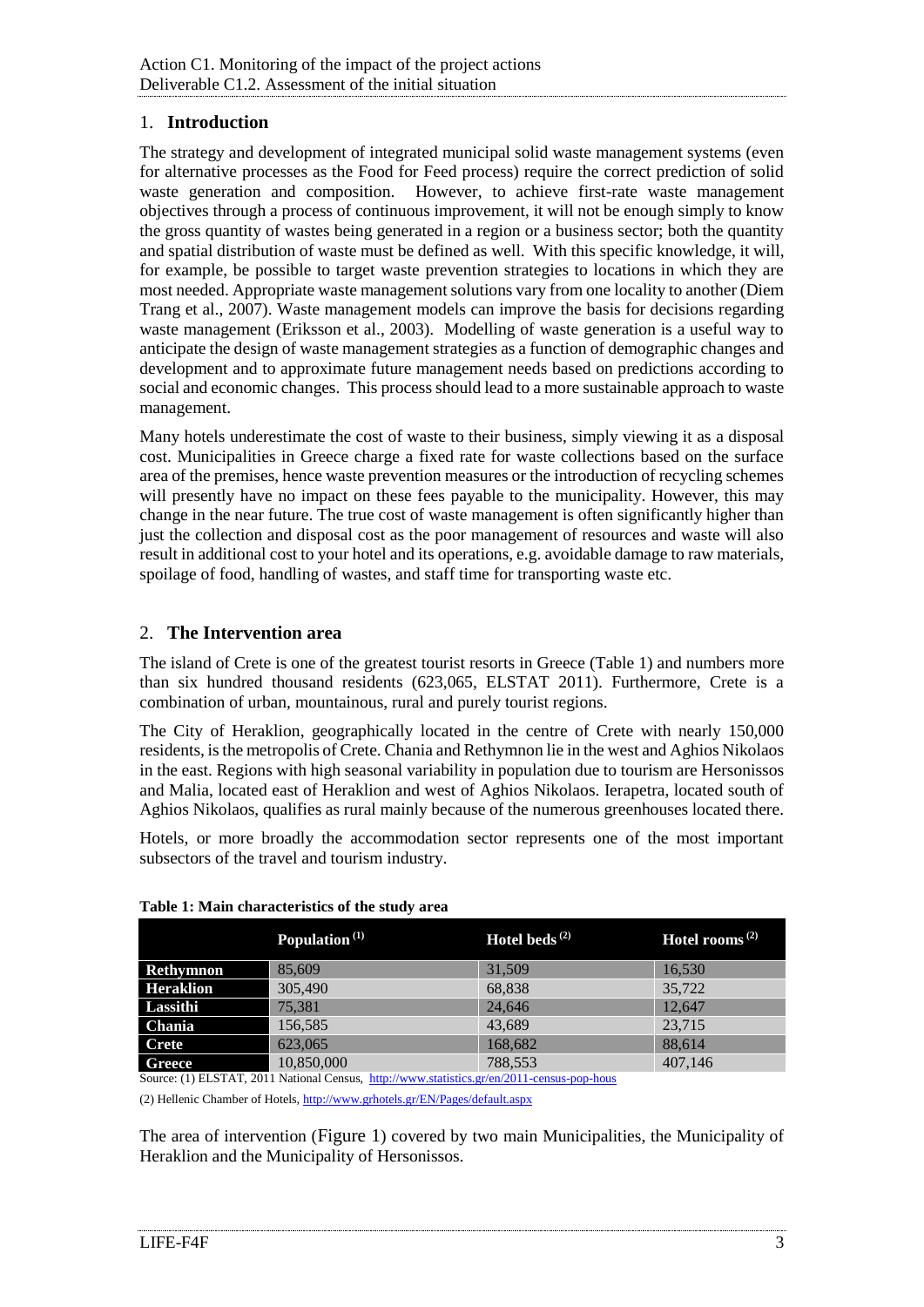## 1. Introduction

The strategy and development of integrated municipal solid waste management systems (even for alternative processes as the Food for Feed process) require the correct prediction of solid waste generation and composition. However, to achieve first-rate waste management objectives through a process of continuous improvement, it will not be enough simply to know the gross quantity of wastes being generated in a region or a business sector; both the quantity and spatial distribution of waste must be defined as well. With this specific knowledge, it will, for example, be possible to target waste prevention strategies to locations in which they are most needed. Appropriate waste management solutions vary from one locality to another (Diem Trang et al., 2007). Waste management models can improve the basis for decisions regarding waste management (Eriksson et al., 2003). Modelling of waste generation is a useful way to anticipate the design of waste management strategies as a function of demographic changes and development and to approximate future management needs based on predictions according to social and economic changes. This process should lead to a more sustainable approach to waste management.

Many hotels underestimate the cost of waste to their business, simply viewing it as a disposal cost. Municipalities in Greece charge a fixed rate for waste collections based on the surface area of the premises, hence waste prevention measures or the introduction of recycling schemes will presently have no impact on these fees payable to the municipality. However, this may change in the near future. The true cost of waste management is often significantly higher than just the collection and disposal cost as the poor management of resources and waste will also result in additional cost to your hotel and its operations, e.g. avoidable damage to raw materials, spoilage of food, handling of wastes, and staff time for transporting waste etc.

## 2. The Intervention area

The island of Crete is one of the greatest tourist resorts in Greece (Table 1) and numbers more than six hundred thousand residents (623,065, ELSTAT 2011). Furthermore, Crete is a combination of urban, mountainous, rural and purely tourist regions.

The City of Heraklion, geographically located in the centre of Crete with nearly 150,000 residents, is the metropolis of Crete. Chania and Rethymnon lie in the west and Aghios Nikolaos in the east. Regions with high seasonal variability in population due to tourism are Hersonissos and Malia, located east of Heraklion and west of Aghios Nikolaos. Ierapetra, located south of Aghios Nikolaos, qualifies as rural mainly because of the numerous greenhouses located there.

Hotels, or more broadly the accommodation sector represents one of the most important subsectors of the travel and tourism industry.

**Table 1: Main characteristics of the study area**

| | Population (1) | Hotel beds (2) | Hotel rooms (2) |
|---|---|---|---|
| **Rethymnon** | 85,609 | 31,509 | 16,530 |
| **Heraklion** | 305,490 | 68,838 | 35,722 |
| **Lassithi** | 75,381 | 24,646 | 12,647 |
| **Chania** | 156,585 | 43,689 | 23,715 |
| **Crete** | 623,065 | 168,682 | 88,614 |
| **Greece** | 10,850,000 | 788,553 | 407,146 |

Source: (1) ELSTAT, 2011 National Census, http://www.statistics.gr/en/2011-census-pop-hous

(2) Hellenic Chamber of Hotels, http://www.grhotels.gr/EN/Pages/default.aspx

The area of intervention (Figure 1) covered by two main Municipalities, the Municipality of Heraklion and the Municipality of Hersonissos.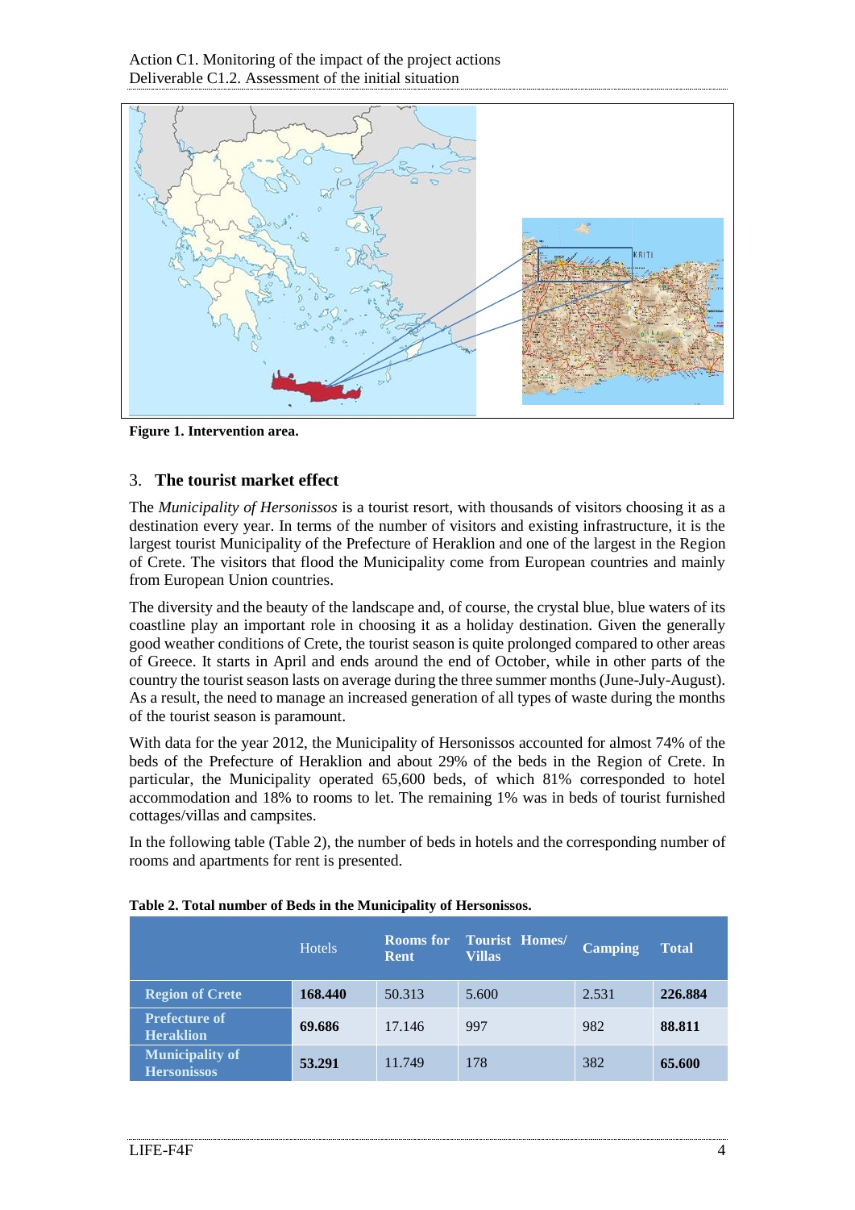Figure 1. Intervention area.

## 3. The tourist market effect

The *Municipality of Hersonissos* is a tourist resort, with thousands of visitors choosing it as a destination every year. In terms of the number of visitors and existing infrastructure, it is the largest tourist Municipality of the Prefecture of Heraklion and one of the largest in the Region of Crete. The visitors that flood the Municipality come from European countries and mainly from European Union countries.

The diversity and the beauty of the landscape and, of course, the crystal blue, blue waters of its coastline play an important role in choosing it as a holiday destination. Given the generally good weather conditions of Crete, the tourist season is quite prolonged compared to other areas of Greece. It starts in April and ends around the end of October, while in other parts of the country the tourist season lasts on average during the three summer months (June-July-August). As a result, the need to manage an increased generation of all types of waste during the months of the tourist season is paramount.

With data for the year 2012, the Municipality of Hersonissos accounted for almost 74% of the beds of the Prefecture of Heraklion and about 29% of the beds in the Region of Crete. In particular, the Municipality operated 65,600 beds, of which 81% corresponded to hotel accommodation and 18% to rooms to let. The remaining 1% was in beds of tourist furnished cottages/villas and campsites.

In the following table (Table 2), the number of beds in hotels and the corresponding number of rooms and apartments for rent is presented.

**Table 2. Total number of Beds in the Municipality of Hersonissos.**

| | Hotels | Rooms for Rent | Tourist Homes/ Villas | Camping | Total |
|---|---|---|---|---|---|
| **Region of Crete** | **168.440** | 50.313 | 5.600 | 2.531 | **226.884** |
| **Prefecture of Heraklion** | **69.686** | 17.146 | 997 | 982 | **88.811** |
| **Municipality of Hersonissos** | **53.291** | 11.749 | 178 | 382 | **65.600** |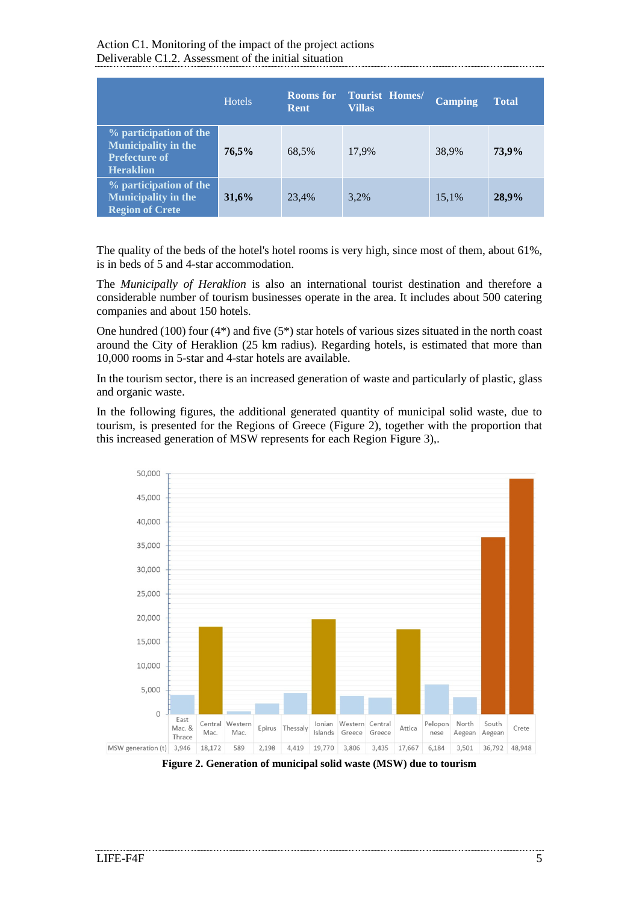|  | Hotels | Rooms for Rent | Tourist Homes/ Villas | Camping | Total |
|---|---|---|---|---|---|
| **% participation of the Municipality in the Prefecture of Heraklion** | **76,5%** | 68,5% | 17,9% | 38,9% | **73,9%** |
| **% participation of the Municipality in the Region of Crete** | **31,6%** | 23,4% | 3,2% | 15,1% | **28,9%** |

The quality of the beds of the hotel's hotel rooms is very high, since most of them, about 61%, is in beds of 5 and 4-star accommodation.

The *Municipally of Heraklion* is also an international tourist destination and therefore a considerable number of tourism businesses operate in the area. It includes about 500 catering companies and about 150 hotels.

One hundred (100) four (4*) and five (5*) star hotels of various sizes situated in the north coast around the City of Heraklion (25 km radius). Regarding hotels, is estimated that more than 10,000 rooms in 5-star and 4-star hotels are available.

In the tourism sector, there is an increased generation of waste and particularly of plastic, glass and organic waste.

In the following figures, the additional generated quantity of municipal solid waste, due to tourism, is presented for the Regions of Greece (Figure 2), together with the proportion that this increased generation of MSW represents for each Region Figure 3),.

|  | East Mac. & Thrace | Central Mac. | Western Mac. | Epirus | Thessaly | Ionian Islands | Western Greece | Central Greece | Attica | Peloponnese | North Aegean | South Aegean | Crete |
|---|---|---|---|---|---|---|---|---|---|---|---|---|---|
| MSW generation (t) | 3,946 | 18,172 | 589 | 2,198 | 4,419 | 19,770 | 3,806 | 3,435 | 17,667 | 6,184 | 3,501 | 36,792 | 48,948 |

**Figure 2. Generation of municipal solid waste (MSW) due to tourism**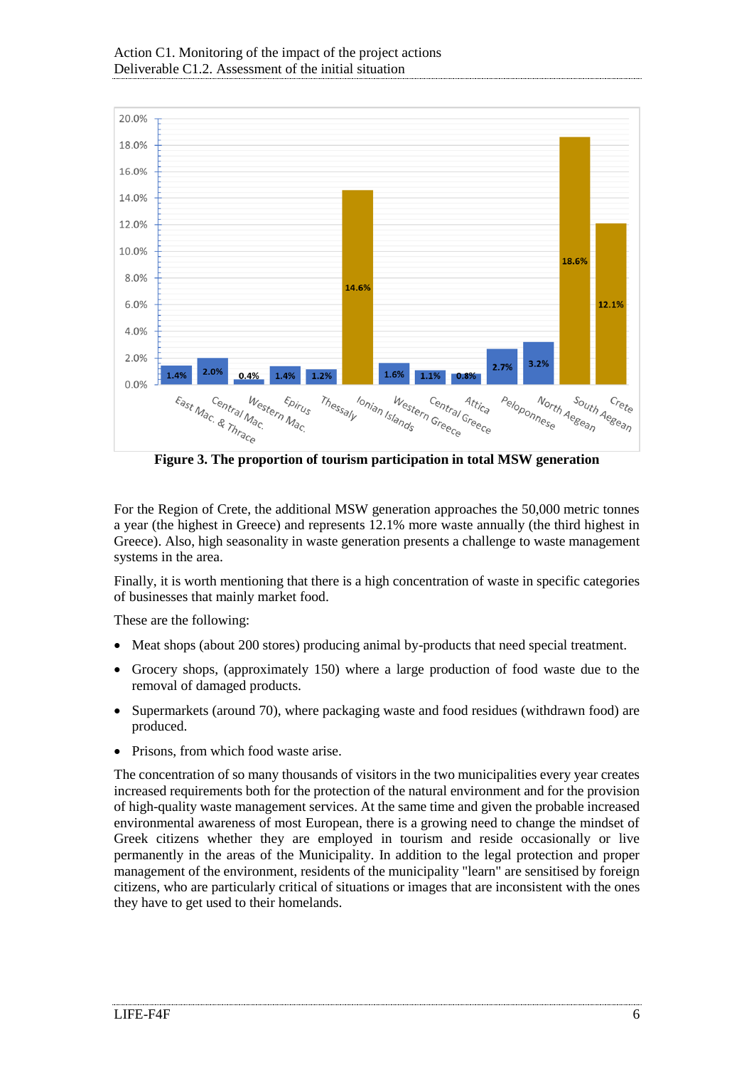**Figure 3. The proportion of tourism participation in total MSW generation**

For the Region of Crete, the additional MSW generation approaches the 50,000 metric tonnes a year (the highest in Greece) and represents 12.1% more waste annually (the third highest in Greece). Also, high seasonality in waste generation presents a challenge to waste management systems in the area.

Finally, it is worth mentioning that there is a high concentration of waste in specific categories of businesses that mainly market food.

These are the following:

- Meat shops (about 200 stores) producing animal by-products that need special treatment.
- Grocery shops, (approximately 150) where a large production of food waste due to the removal of damaged products.
- Supermarkets (around 70), where packaging waste and food residues (withdrawn food) are produced.
- Prisons, from which food waste arise.

The concentration of so many thousands of visitors in the two municipalities every year creates increased requirements both for the protection of the natural environment and for the provision of high-quality waste management services. At the same time and given the probable increased environmental awareness of most European, there is a growing need to change the mindset of Greek citizens whether they are employed in tourism and reside occasionally or live permanently in the areas of the Municipality. In addition to the legal protection and proper management of the environment, residents of the municipality "learn" are sensitised by foreign citizens, who are particularly critical of situations or images that are inconsistent with the ones they have to get used to their homelands.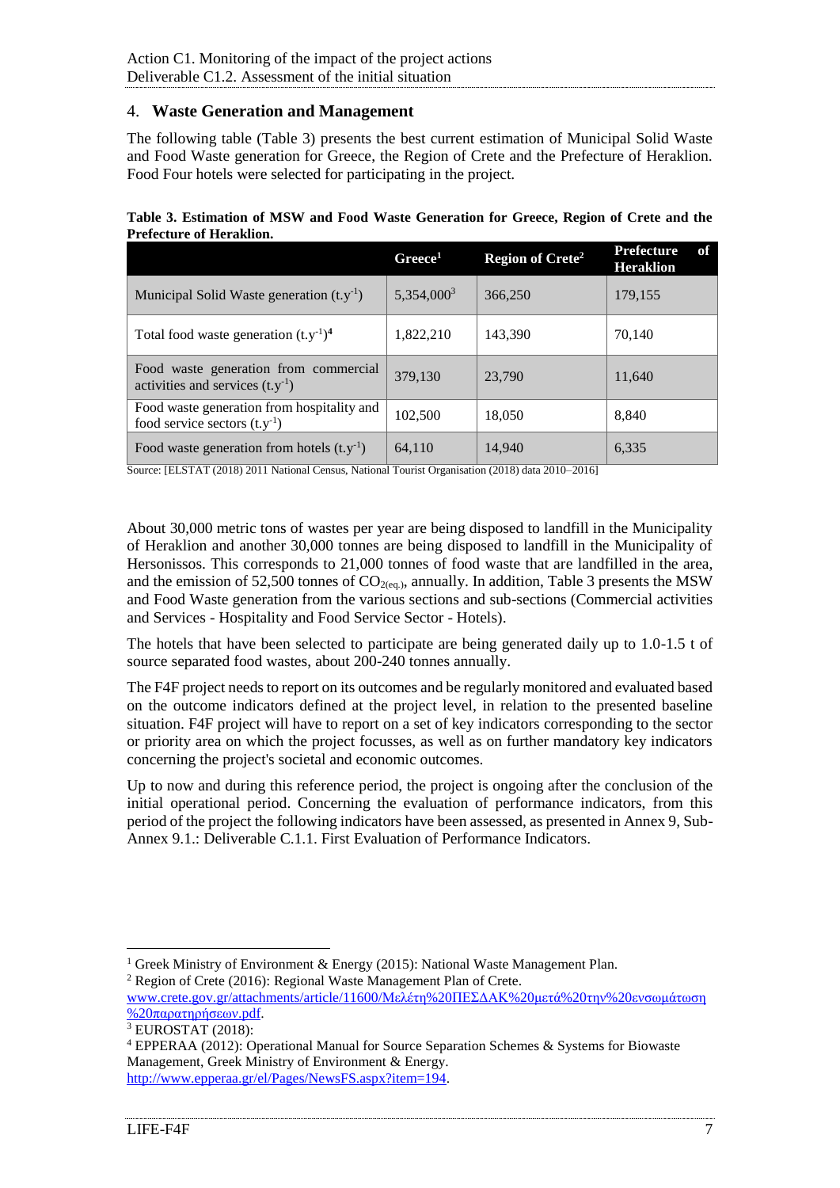## 4. **Waste Generation and Management**

The following table (Table 3) presents the best current estimation of Municipal Solid Waste and Food Waste generation for Greece, the Region of Crete and the Prefecture of Heraklion. Food Four hotels were selected for participating in the project.

**Table 3. Estimation of MSW and Food Waste Generation for Greece, Region of Crete and the Prefecture of Heraklion.**

| | Greece[1] | Region of Crete[2] | Prefecture of Heraklion |
|---|---|---|---|
| Municipal Solid Waste generation ($t.y^{-1}$) | 5,354,000[3] | 366,250 | 179,155 |
| Total food waste generation ($t.y^{-1}$)[4] | 1,822,210 | 143,390 | 70,140 |
| Food waste generation from commercial activities and services ($t.y^{-1}$) | 379,130 | 23,790 | 11,640 |
| Food waste generation from hospitality and food service sectors ($t.y^{-1}$) | 102,500 | 18,050 | 8,840 |
| Food waste generation from hotels ($t.y^{-1}$) | 64,110 | 14,940 | 6,335 |

Source: [ELSTAT (2018) 2011 National Census, National Tourist Organisation (2018) data 2010–2016]

About 30,000 metric tons of wastes per year are being disposed to landfill in the Municipality of Heraklion and another 30,000 tonnes are being disposed to landfill in the Municipality of Hersonissos. This corresponds to 21,000 tonnes of food waste that are landfilled in the area, and the emission of 52,500 tonnes of $CO_{2(eq.)}$, annually. In addition, Table 3 presents the MSW and Food Waste generation from the various sections and sub-sections (Commercial activities and Services - Hospitality and Food Service Sector - Hotels).

The hotels that have been selected to participate are being generated daily up to 1.0-1.5 t of source separated food wastes, about 200-240 tonnes annually.

The F4F project needs to report on its outcomes and be regularly monitored and evaluated based on the outcome indicators defined at the project level, in relation to the presented baseline situation. F4F project will have to report on a set of key indicators corresponding to the sector or priority area on which the project focusses, as well as on further mandatory key indicators concerning the project's societal and economic outcomes.

Up to now and during this reference period, the project is ongoing after the conclusion of the initial operational period. Concerning the evaluation of performance indicators, from this period of the project the following indicators have been assessed, as presented in Annex 9, Sub-Annex 9.1.: Deliverable C.1.1. First Evaluation of Performance Indicators.

---

[1] Greek Ministry of Environment & Energy (2015): National Waste Management Plan.

[2] Region of Crete (2016): Regional Waste Management Plan of Crete. www.crete.gov.gr/attachments/article/11600/Μελέτη%20ΠΕΣΔΑΚ%20μετά%20την%20ενσωμάτωση%20παρατηρήσεων.pdf.

[3] EUROSTAT (2018):

[4] EPPERAA (2012): Operational Manual for Source Separation Schemes & Systems for Biowaste Management, Greek Ministry of Environment & Energy. http://www.epperaa.gr/el/Pages/NewsFS.aspx?item=194.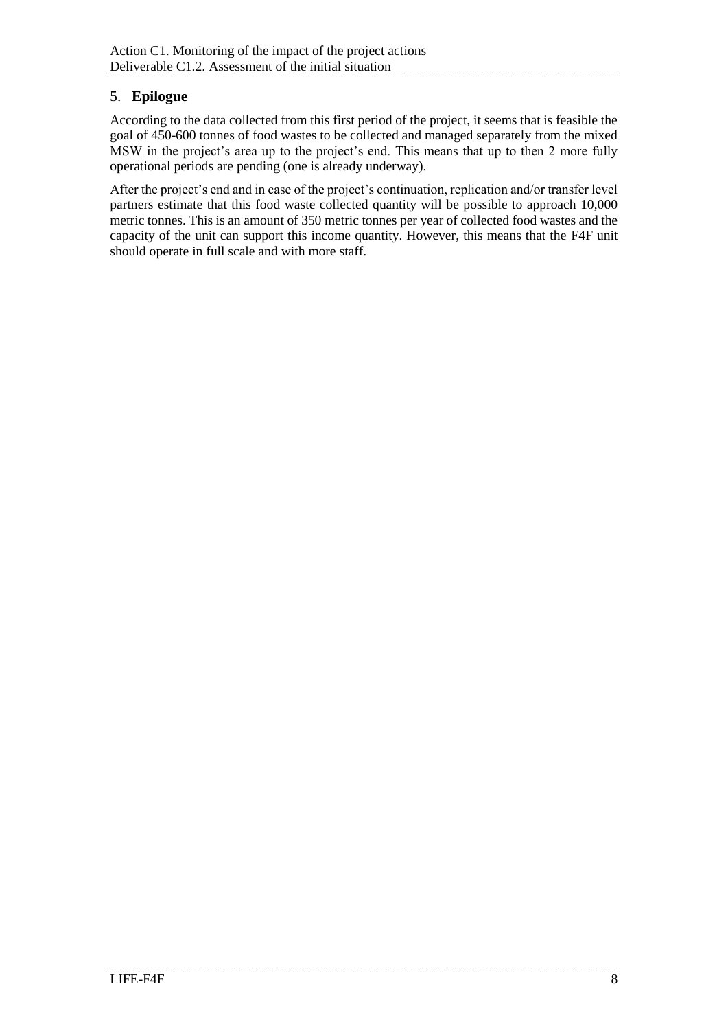## 5. **Epilogue**

According to the data collected from this first period of the project, it seems that is feasible the goal of 450-600 tonnes of food wastes to be collected and managed separately from the mixed MSW in the project's area up to the project's end. This means that up to then 2 more fully operational periods are pending (one is already underway).

After the project's end and in case of the project's continuation, replication and/or transfer level partners estimate that this food waste collected quantity will be possible to approach 10,000 metric tonnes. This is an amount of 350 metric tonnes per year of collected food wastes and the capacity of the unit can support this income quantity. However, this means that the F4F unit should operate in full scale and with more staff.